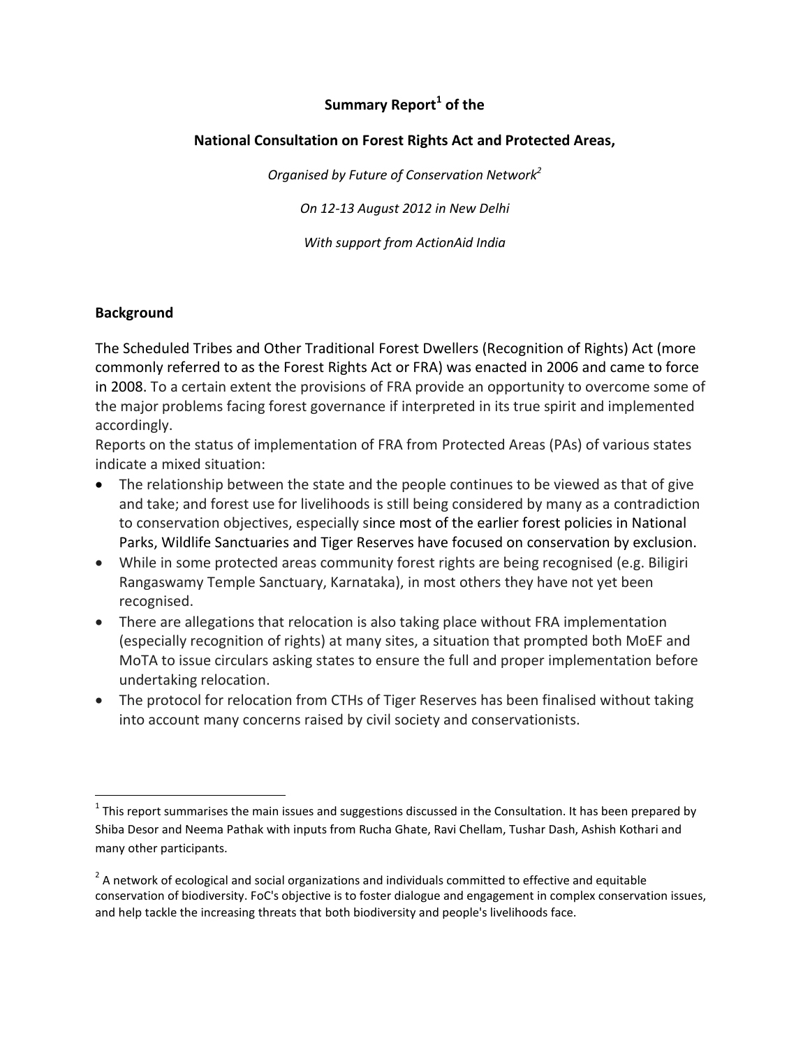**Summary Report[1] of the**

**National Consultation on Forest Rights Act and Protected Areas,**

*Organised by Future of Conservation Network[2]*

*On 12-13 August 2012 in New Delhi*

*With support from ActionAid India*

## Background

The Scheduled Tribes and Other Traditional Forest Dwellers (Recognition of Rights) Act (more commonly referred to as the Forest Rights Act or FRA) was enacted in 2006 and came to force in 2008. To a certain extent the provisions of FRA provide an opportunity to overcome some of the major problems facing forest governance if interpreted in its true spirit and implemented accordingly.

Reports on the status of implementation of FRA from Protected Areas (PAs) of various states indicate a mixed situation:

- The relationship between the state and the people continues to be viewed as that of give and take; and forest use for livelihoods is still being considered by many as a contradiction to conservation objectives, especially since most of the earlier forest policies in National Parks, Wildlife Sanctuaries and Tiger Reserves have focused on conservation by exclusion.
- While in some protected areas community forest rights are being recognised (e.g. Biligiri Rangaswamy Temple Sanctuary, Karnataka), in most others they have not yet been recognised.
- There are allegations that relocation is also taking place without FRA implementation (especially recognition of rights) at many sites, a situation that prompted both MoEF and MoTA to issue circulars asking states to ensure the full and proper implementation before undertaking relocation.
- The protocol for relocation from CTHs of Tiger Reserves has been finalised without taking into account many concerns raised by civil society and conservationists.

[1] This report summarises the main issues and suggestions discussed in the Consultation. It has been prepared by Shiba Desor and Neema Pathak with inputs from Rucha Ghate, Ravi Chellam, Tushar Dash, Ashish Kothari and many other participants.

[2] A network of ecological and social organizations and individuals committed to effective and equitable conservation of biodiversity. FoC's objective is to foster dialogue and engagement in complex conservation issues, and help tackle the increasing threats that both biodiversity and people's livelihoods face.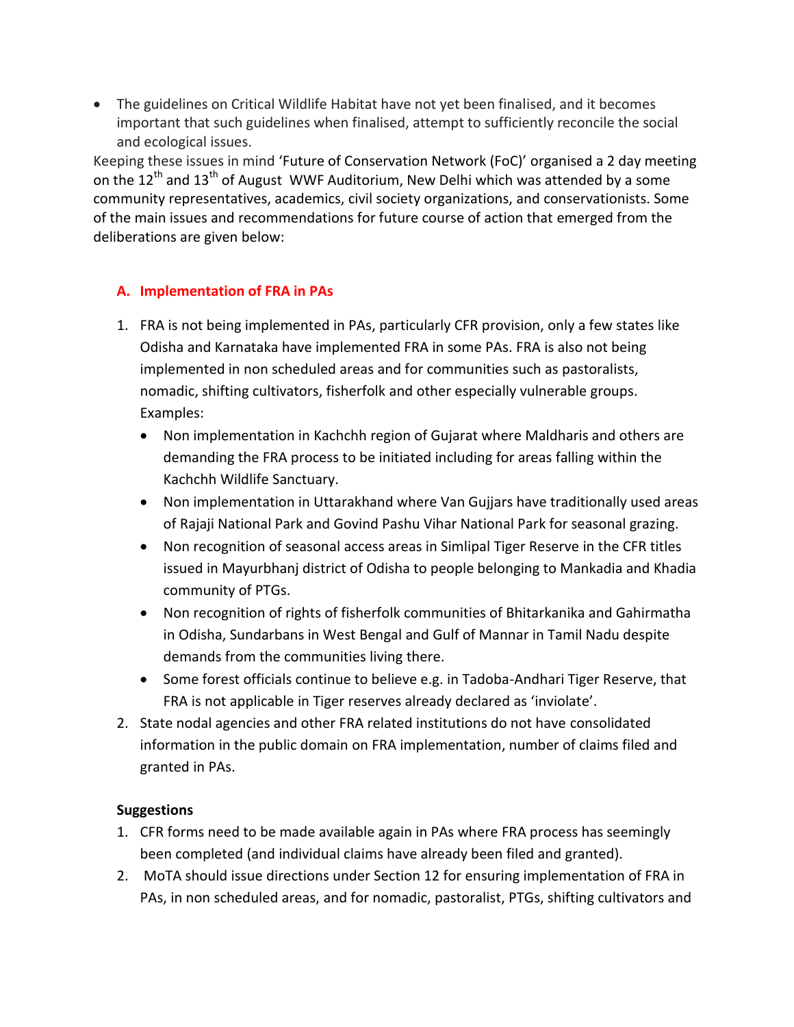- The guidelines on Critical Wildlife Habitat have not yet been finalised, and it becomes important that such guidelines when finalised, attempt to sufficiently reconcile the social and ecological issues.

Keeping these issues in mind 'Future of Conservation Network (FoC)' organised a 2 day meeting on the 12th and 13th of August WWF Auditorium, New Delhi which was attended by a some community representatives, academics, civil society organizations, and conservationists. Some of the main issues and recommendations for future course of action that emerged from the deliberations are given below:

### A. Implementation of FRA in PAs

1. FRA is not being implemented in PAs, particularly CFR provision, only a few states like Odisha and Karnataka have implemented FRA in some PAs. FRA is also not being implemented in non scheduled areas and for communities such as pastoralists, nomadic, shifting cultivators, fisherfolk and other especially vulnerable groups. Examples:
   - Non implementation in Kachchh region of Gujarat where Maldharis and others are demanding the FRA process to be initiated including for areas falling within the Kachchh Wildlife Sanctuary.
   - Non implementation in Uttarakhand where Van Gujjars have traditionally used areas of Rajaji National Park and Govind Pashu Vihar National Park for seasonal grazing.
   - Non recognition of seasonal access areas in Simlipal Tiger Reserve in the CFR titles issued in Mayurbhanj district of Odisha to people belonging to Mankadia and Khadia community of PTGs.
   - Non recognition of rights of fisherfolk communities of Bhitarkanika and Gahirmatha in Odisha, Sundarbans in West Bengal and Gulf of Mannar in Tamil Nadu despite demands from the communities living there.
   - Some forest officials continue to believe e.g. in Tadoba-Andhari Tiger Reserve, that FRA is not applicable in Tiger reserves already declared as 'inviolate'.
2. State nodal agencies and other FRA related institutions do not have consolidated information in the public domain on FRA implementation, number of claims filed and granted in PAs.

**Suggestions**

1. CFR forms need to be made available again in PAs where FRA process has seemingly been completed (and individual claims have already been filed and granted).
2. MoTA should issue directions under Section 12 for ensuring implementation of FRA in PAs, in non scheduled areas, and for nomadic, pastoralist, PTGs, shifting cultivators and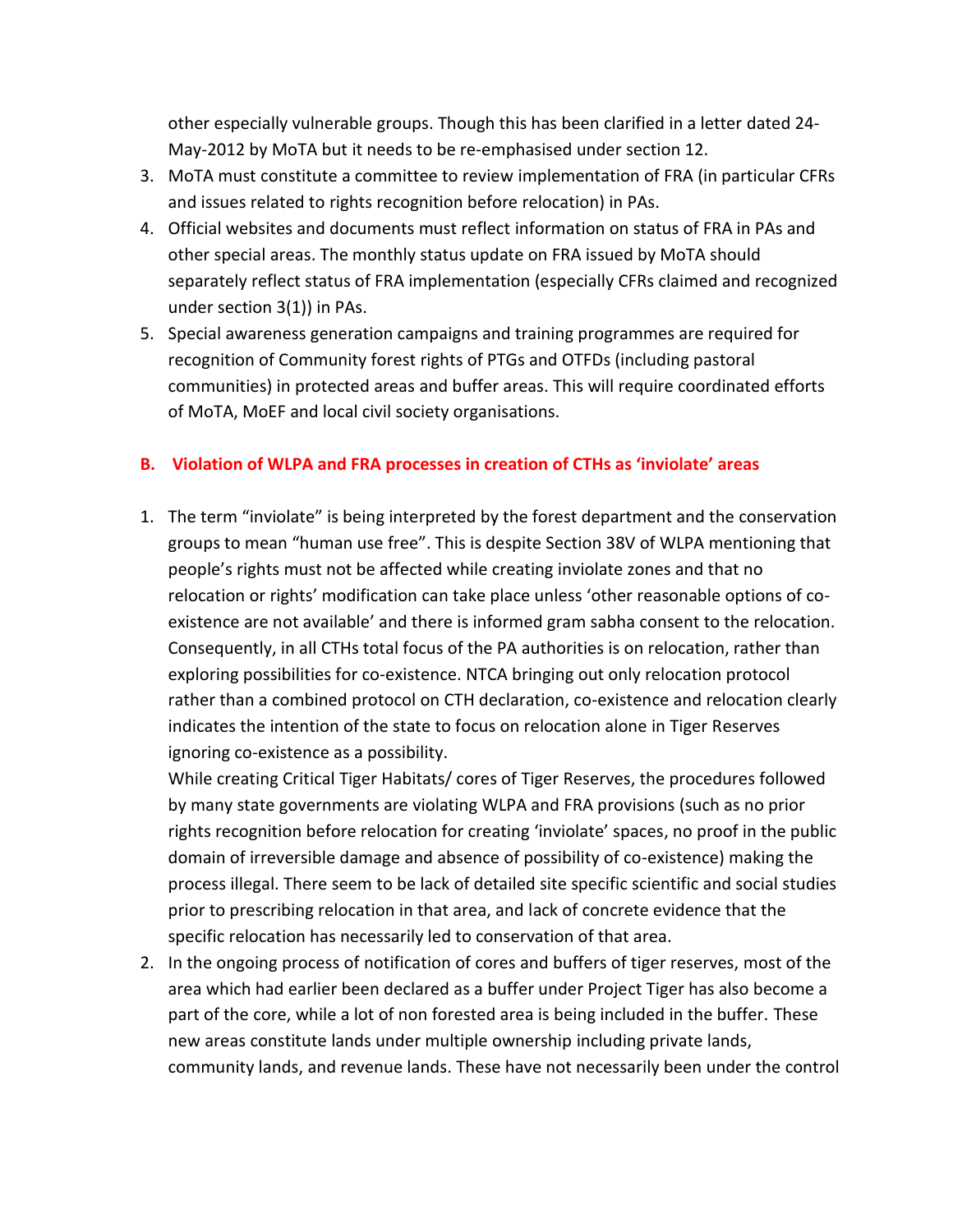other especially vulnerable groups. Though this has been clarified in a letter dated 24-May-2012 by MoTA but it needs to be re-emphasised under section 12.

3. MoTA must constitute a committee to review implementation of FRA (in particular CFRs and issues related to rights recognition before relocation) in PAs.
4. Official websites and documents must reflect information on status of FRA in PAs and other special areas. The monthly status update on FRA issued by MoTA should separately reflect status of FRA implementation (especially CFRs claimed and recognized under section 3(1)) in PAs.
5. Special awareness generation campaigns and training programmes are required for recognition of Community forest rights of PTGs and OTFDs (including pastoral communities) in protected areas and buffer areas. This will require coordinated efforts of MoTA, MoEF and local civil society organisations.

## B. Violation of WLPA and FRA processes in creation of CTHs as 'inviolate' areas

1. The term "inviolate" is being interpreted by the forest department and the conservation groups to mean "human use free". This is despite Section 38V of WLPA mentioning that people's rights must not be affected while creating inviolate zones and that no relocation or rights' modification can take place unless 'other reasonable options of co-existence are not available' and there is informed gram sabha consent to the relocation. Consequently, in all CTHs total focus of the PA authorities is on relocation, rather than exploring possibilities for co-existence. NTCA bringing out only relocation protocol rather than a combined protocol on CTH declaration, co-existence and relocation clearly indicates the intention of the state to focus on relocation alone in Tiger Reserves ignoring co-existence as a possibility.

   While creating Critical Tiger Habitats/ cores of Tiger Reserves, the procedures followed by many state governments are violating WLPA and FRA provisions (such as no prior rights recognition before relocation for creating 'inviolate' spaces, no proof in the public domain of irreversible damage and absence of possibility of co-existence) making the process illegal. There seem to be lack of detailed site specific scientific and social studies prior to prescribing relocation in that area, and lack of concrete evidence that the specific relocation has necessarily led to conservation of that area.
2. In the ongoing process of notification of cores and buffers of tiger reserves, most of the area which had earlier been declared as a buffer under Project Tiger has also become a part of the core, while a lot of non forested area is being included in the buffer. These new areas constitute lands under multiple ownership including private lands, community lands, and revenue lands. These have not necessarily been under the control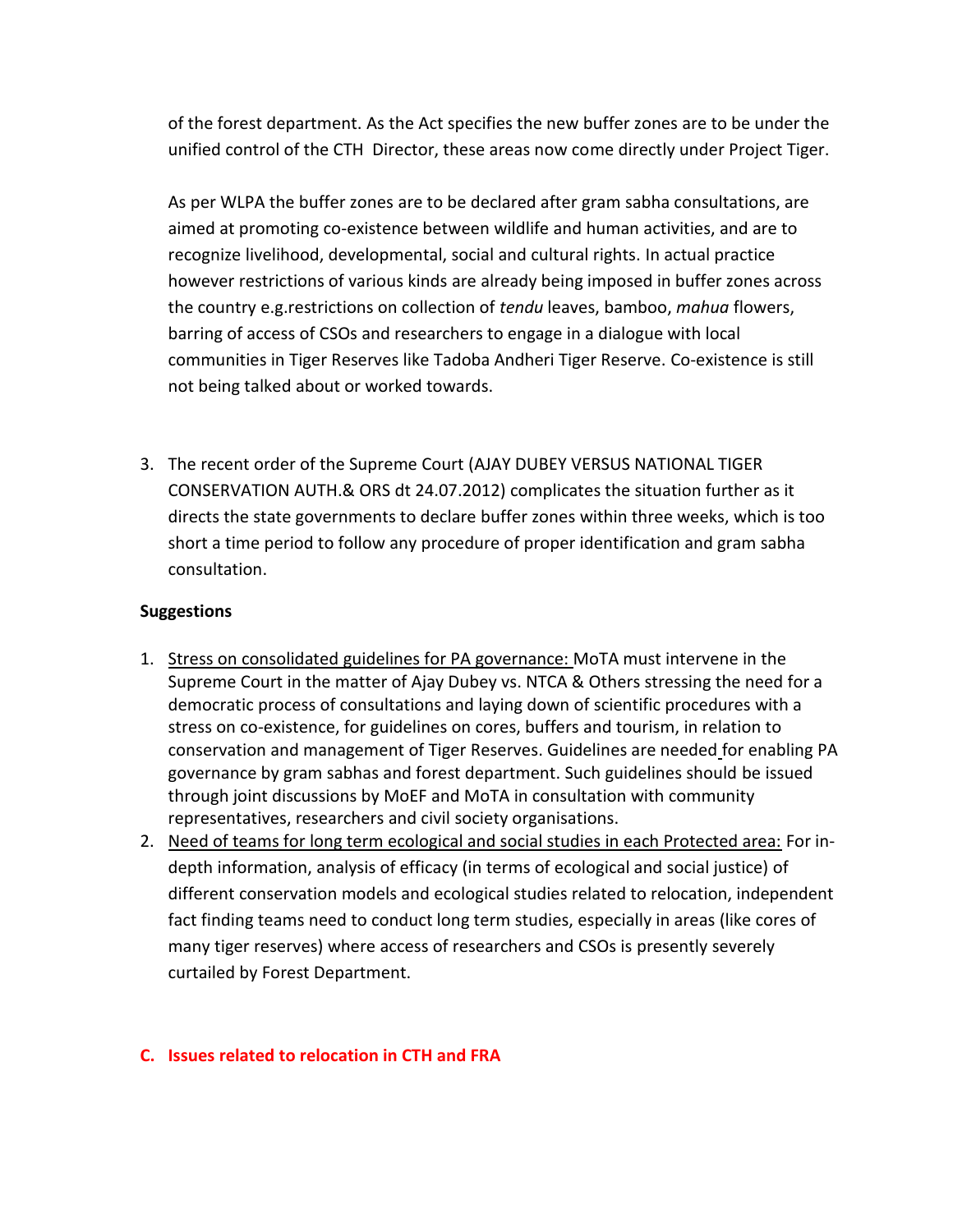of the forest department. As the Act specifies the new buffer zones are to be under the unified control of the CTH Director, these areas now come directly under Project Tiger.

As per WLPA the buffer zones are to be declared after gram sabha consultations, are aimed at promoting co-existence between wildlife and human activities, and are to recognize livelihood, developmental, social and cultural rights. In actual practice however restrictions of various kinds are already being imposed in buffer zones across the country e.g.restrictions on collection of *tendu* leaves, bamboo, *mahua* flowers, barring of access of CSOs and researchers to engage in a dialogue with local communities in Tiger Reserves like Tadoba Andheri Tiger Reserve. Co-existence is still not being talked about or worked towards.

3. The recent order of the Supreme Court (AJAY DUBEY VERSUS NATIONAL TIGER CONSERVATION AUTH.& ORS dt 24.07.2012) complicates the situation further as it directs the state governments to declare buffer zones within three weeks, which is too short a time period to follow any procedure of proper identification and gram sabha consultation.

**Suggestions**

1. Stress on consolidated guidelines for PA governance: MoTA must intervene in the Supreme Court in the matter of Ajay Dubey vs. NTCA & Others stressing the need for a democratic process of consultations and laying down of scientific procedures with a stress on co-existence, for guidelines on cores, buffers and tourism, in relation to conservation and management of Tiger Reserves. Guidelines are needed for enabling PA governance by gram sabhas and forest department. Such guidelines should be issued through joint discussions by MoEF and MoTA in consultation with community representatives, researchers and civil society organisations.
2. Need of teams for long term ecological and social studies in each Protected area: For in-depth information, analysis of efficacy (in terms of ecological and social justice) of different conservation models and ecological studies related to relocation, independent fact finding teams need to conduct long term studies, especially in areas (like cores of many tiger reserves) where access of researchers and CSOs is presently severely curtailed by Forest Department.

## C. Issues related to relocation in CTH and FRA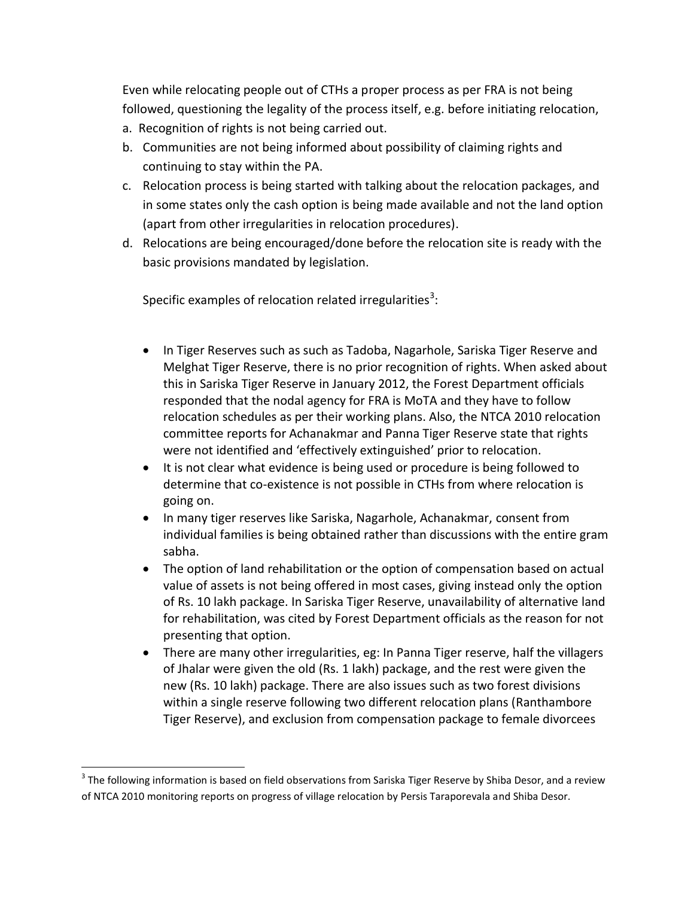Even while relocating people out of CTHs a proper process as per FRA is not being followed, questioning the legality of the process itself, e.g. before initiating relocation,

a. Recognition of rights is not being carried out.
b. Communities are not being informed about possibility of claiming rights and continuing to stay within the PA.
c. Relocation process is being started with talking about the relocation packages, and in some states only the cash option is being made available and not the land option (apart from other irregularities in relocation procedures).
d. Relocations are being encouraged/done before the relocation site is ready with the basic provisions mandated by legislation.

Specific examples of relocation related irregularities[3]:

- In Tiger Reserves such as such as Tadoba, Nagarhole, Sariska Tiger Reserve and Melghat Tiger Reserve, there is no prior recognition of rights. When asked about this in Sariska Tiger Reserve in January 2012, the Forest Department officials responded that the nodal agency for FRA is MoTA and they have to follow relocation schedules as per their working plans. Also, the NTCA 2010 relocation committee reports for Achanakmar and Panna Tiger Reserve state that rights were not identified and 'effectively extinguished' prior to relocation.
- It is not clear what evidence is being used or procedure is being followed to determine that co-existence is not possible in CTHs from where relocation is going on.
- In many tiger reserves like Sariska, Nagarhole, Achanakmar, consent from individual families is being obtained rather than discussions with the entire gram sabha.
- The option of land rehabilitation or the option of compensation based on actual value of assets is not being offered in most cases, giving instead only the option of Rs. 10 lakh package. In Sariska Tiger Reserve, unavailability of alternative land for rehabilitation, was cited by Forest Department officials as the reason for not presenting that option.
- There are many other irregularities, eg: In Panna Tiger reserve, half the villagers of Jhalar were given the old (Rs. 1 lakh) package, and the rest were given the new (Rs. 10 lakh) package. There are also issues such as two forest divisions within a single reserve following two different relocation plans (Ranthambore Tiger Reserve), and exclusion from compensation package to female divorcees

[3] The following information is based on field observations from Sariska Tiger Reserve by Shiba Desor, and a review of NTCA 2010 monitoring reports on progress of village relocation by Persis Taraporevala and Shiba Desor.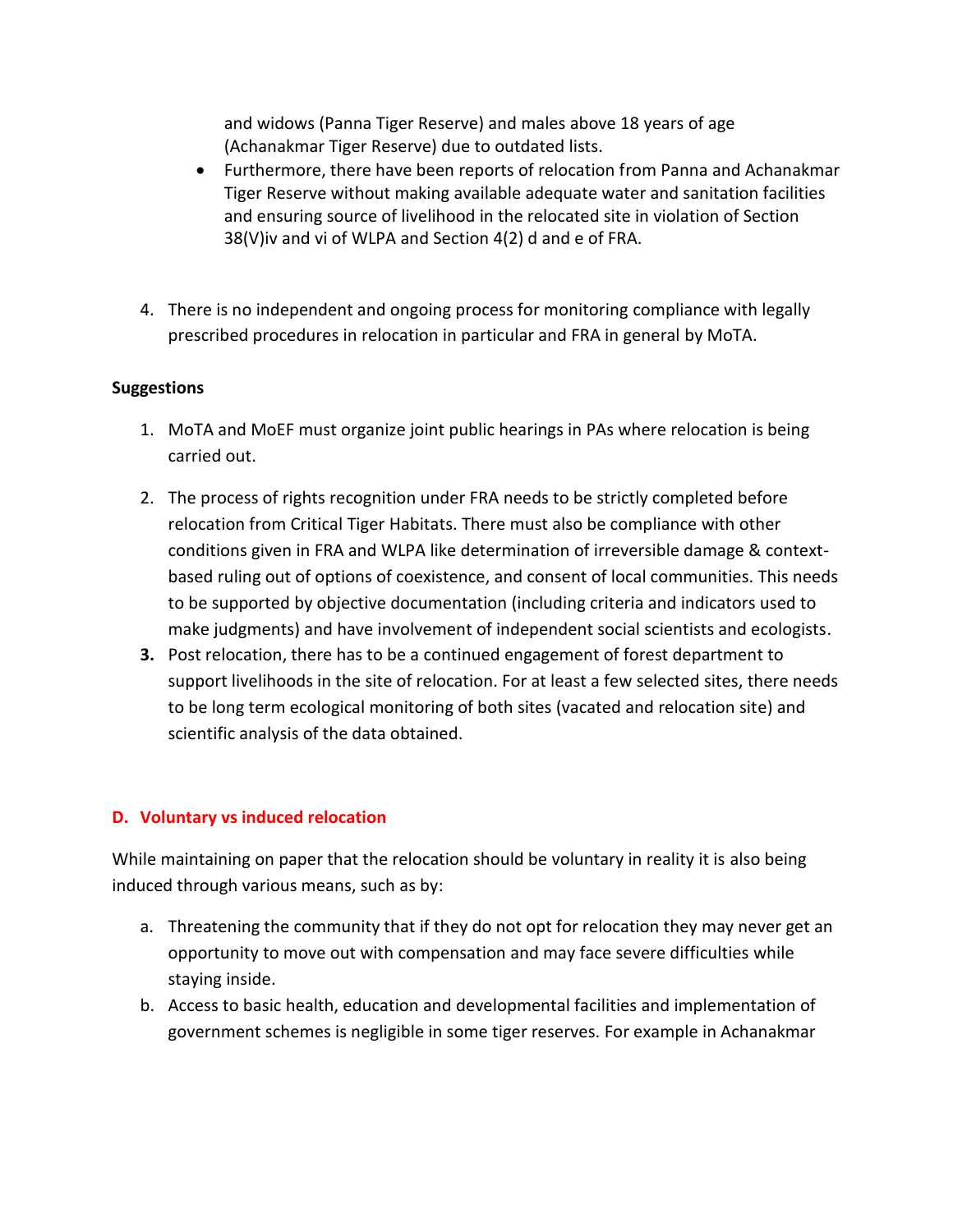and widows (Panna Tiger Reserve) and males above 18 years of age (Achanakmar Tiger Reserve) due to outdated lists.

- Furthermore, there have been reports of relocation from Panna and Achanakmar Tiger Reserve without making available adequate water and sanitation facilities and ensuring source of livelihood in the relocated site in violation of Section 38(V)iv and vi of WLPA and Section 4(2) d and e of FRA.

4. There is no independent and ongoing process for monitoring compliance with legally prescribed procedures in relocation in particular and FRA in general by MoTA.

**Suggestions**

1. MoTA and MoEF must organize joint public hearings in PAs where relocation is being carried out.

2. The process of rights recognition under FRA needs to be strictly completed before relocation from Critical Tiger Habitats. There must also be compliance with other conditions given in FRA and WLPA like determination of irreversible damage & context-based ruling out of options of coexistence, and consent of local communities. This needs to be supported by objective documentation (including criteria and indicators used to make judgments) and have involvement of independent social scientists and ecologists.

3. Post relocation, there has to be a continued engagement of forest department to support livelihoods in the site of relocation. For at least a few selected sites, there needs to be long term ecological monitoring of both sites (vacated and relocation site) and scientific analysis of the data obtained.

## D. Voluntary vs induced relocation

While maintaining on paper that the relocation should be voluntary in reality it is also being induced through various means, such as by:

a. Threatening the community that if they do not opt for relocation they may never get an opportunity to move out with compensation and may face severe difficulties while staying inside.

b. Access to basic health, education and developmental facilities and implementation of government schemes is negligible in some tiger reserves. For example in Achanakmar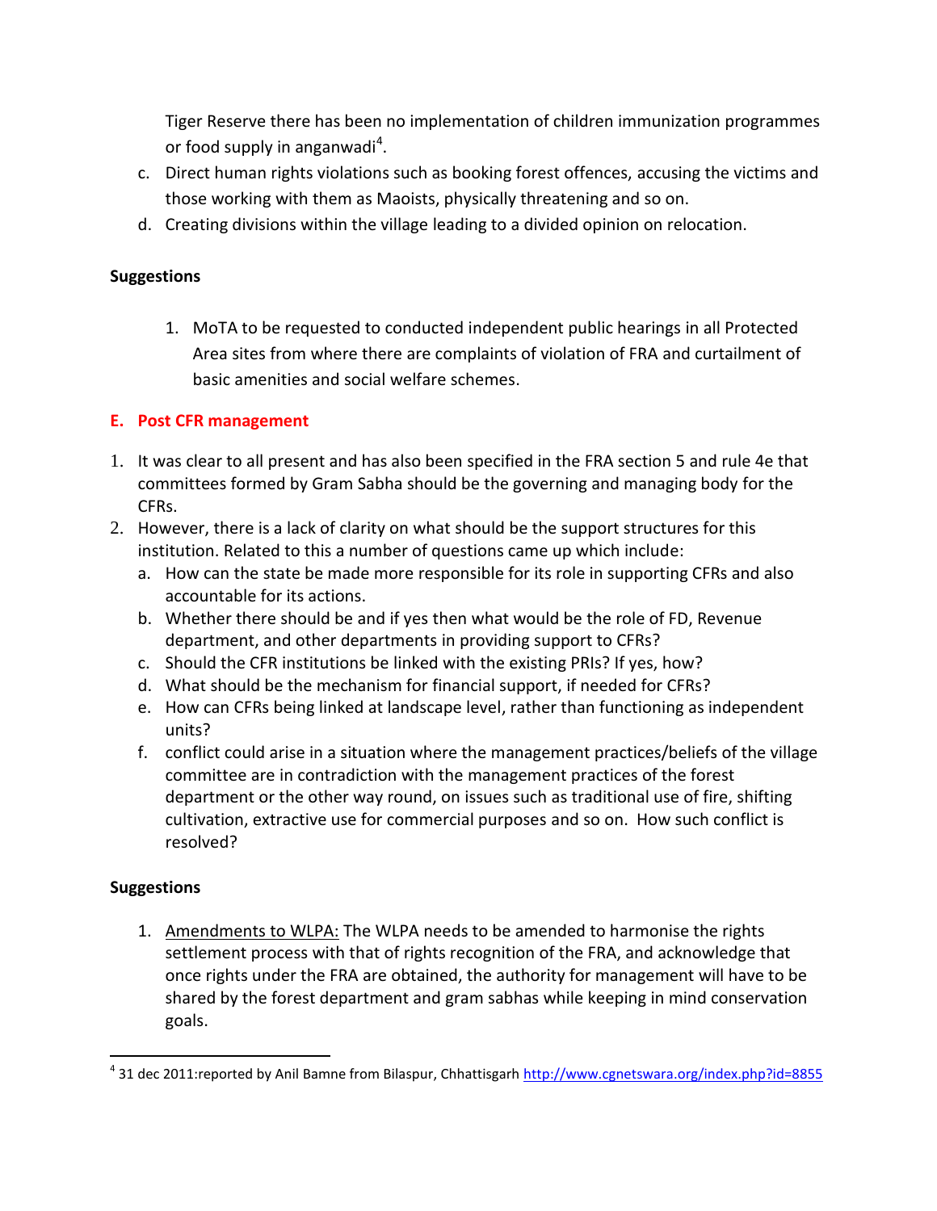Tiger Reserve there has been no implementation of children immunization programmes or food supply in anganwadi[4].

c. Direct human rights violations such as booking forest offences, accusing the victims and those working with them as Maoists, physically threatening and so on.
d. Creating divisions within the village leading to a divided opinion on relocation.

**Suggestions**

1. MoTA to be requested to conducted independent public hearings in all Protected Area sites from where there are complaints of violation of FRA and curtailment of basic amenities and social welfare schemes.

### E. Post CFR management

1. It was clear to all present and has also been specified in the FRA section 5 and rule 4e that committees formed by Gram Sabha should be the governing and managing body for the CFRs.
2. However, there is a lack of clarity on what should be the support structures for this institution. Related to this a number of questions came up which include:
   a. How can the state be made more responsible for its role in supporting CFRs and also accountable for its actions.
   b. Whether there should be and if yes then what would be the role of FD, Revenue department, and other departments in providing support to CFRs?
   c. Should the CFR institutions be linked with the existing PRIs? If yes, how?
   d. What should be the mechanism for financial support, if needed for CFRs?
   e. How can CFRs being linked at landscape level, rather than functioning as independent units?
   f. conflict could arise in a situation where the management practices/beliefs of the village committee are in contradiction with the management practices of the forest department or the other way round, on issues such as traditional use of fire, shifting cultivation, extractive use for commercial purposes and so on. How such conflict is resolved?

**Suggestions**

1. Amendments to WLPA: The WLPA needs to be amended to harmonise the rights settlement process with that of rights recognition of the FRA, and acknowledge that once rights under the FRA are obtained, the authority for management will have to be shared by the forest department and gram sabhas while keeping in mind conservation goals.

---

[4] 31 dec 2011:reported by Anil Bamne from Bilaspur, Chhattisgarh http://www.cgnetswara.org/index.php?id=8855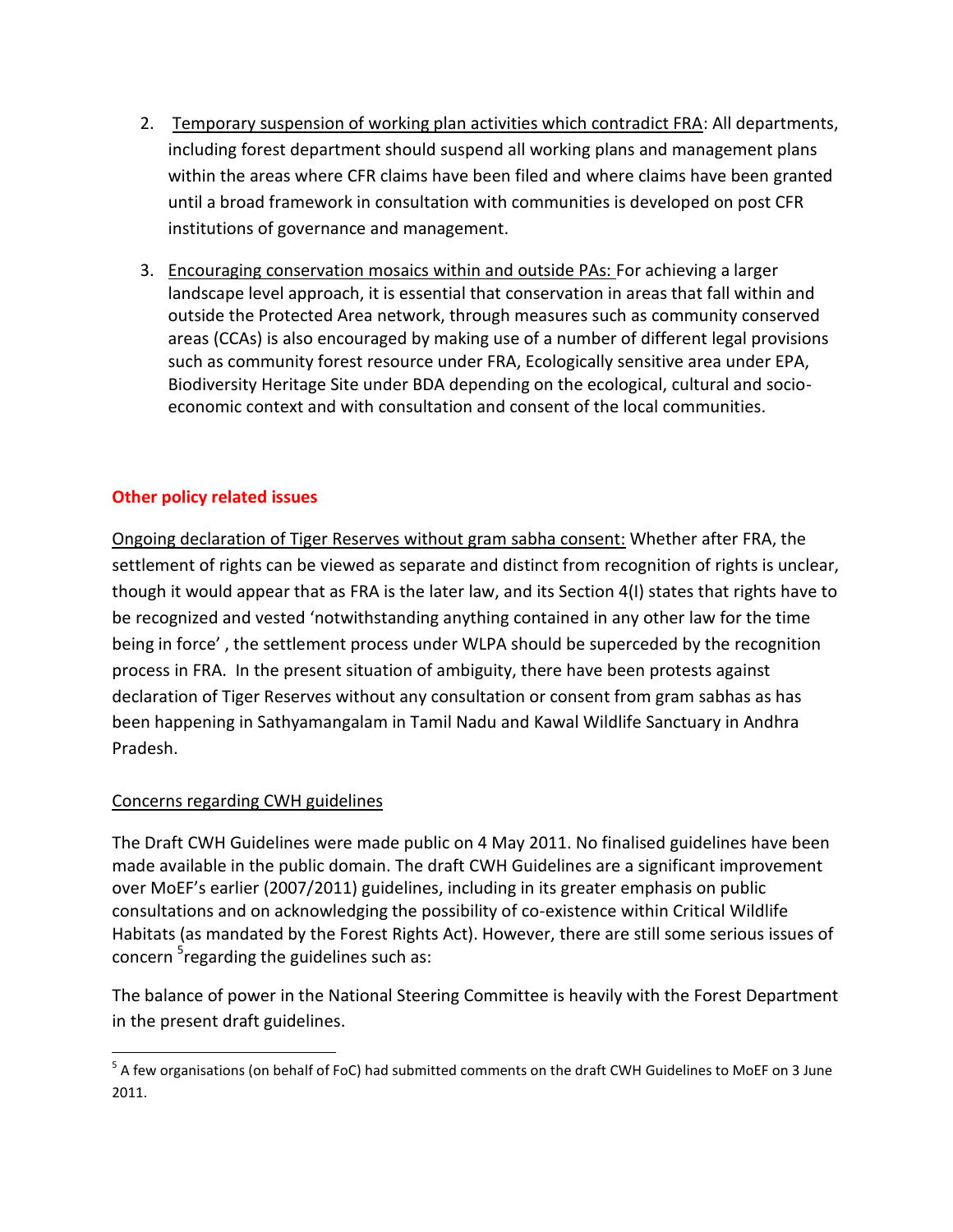2. Temporary suspension of working plan activities which contradict FRA: All departments, including forest department should suspend all working plans and management plans within the areas where CFR claims have been filed and where claims have been granted until a broad framework in consultation with communities is developed on post CFR institutions of governance and management.

3. Encouraging conservation mosaics within and outside PAs: For achieving a larger landscape level approach, it is essential that conservation in areas that fall within and outside the Protected Area network, through measures such as community conserved areas (CCAs) is also encouraged by making use of a number of different legal provisions such as community forest resource under FRA, Ecologically sensitive area under EPA, Biodiversity Heritage Site under BDA depending on the ecological, cultural and socio-economic context and with consultation and consent of the local communities.

## Other policy related issues

Ongoing declaration of Tiger Reserves without gram sabha consent: Whether after FRA, the settlement of rights can be viewed as separate and distinct from recognition of rights is unclear, though it would appear that as FRA is the later law, and its Section 4(I) states that rights have to be recognized and vested 'notwithstanding anything contained in any other law for the time being in force' , the settlement process under WLPA should be superceded by the recognition process in FRA. In the present situation of ambiguity, there have been protests against declaration of Tiger Reserves without any consultation or consent from gram sabhas as has been happening in Sathyamangalam in Tamil Nadu and Kawal Wildlife Sanctuary in Andhra Pradesh.

Concerns regarding CWH guidelines

The Draft CWH Guidelines were made public on 4 May 2011. No finalised guidelines have been made available in the public domain. The draft CWH Guidelines are a significant improvement over MoEF's earlier (2007/2011) guidelines, including in its greater emphasis on public consultations and on acknowledging the possibility of co-existence within Critical Wildlife Habitats (as mandated by the Forest Rights Act). However, there are still some serious issues of concern [5]regarding the guidelines such as:

The balance of power in the National Steering Committee is heavily with the Forest Department in the present draft guidelines.

---

[5] A few organisations (on behalf of FoC) had submitted comments on the draft CWH Guidelines to MoEF on 3 June 2011.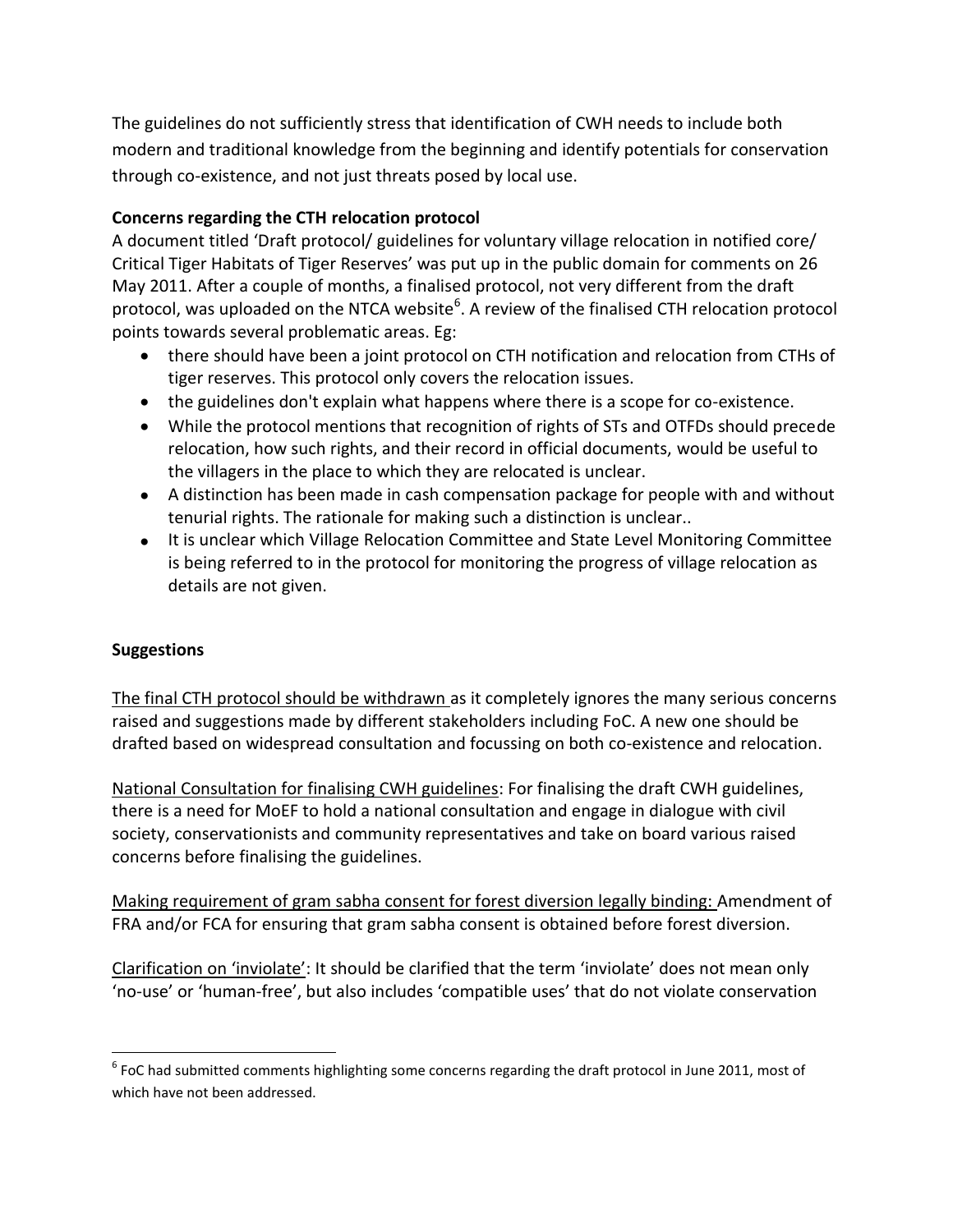The guidelines do not sufficiently stress that identification of CWH needs to include both modern and traditional knowledge from the beginning and identify potentials for conservation through co-existence, and not just threats posed by local use.

**Concerns regarding the CTH relocation protocol**

A document titled 'Draft protocol/ guidelines for voluntary village relocation in notified core/ Critical Tiger Habitats of Tiger Reserves' was put up in the public domain for comments on 26 May 2011. After a couple of months, a finalised protocol, not very different from the draft protocol, was uploaded on the NTCA website[6]. A review of the finalised CTH relocation protocol points towards several problematic areas. Eg:

- there should have been a joint protocol on CTH notification and relocation from CTHs of tiger reserves. This protocol only covers the relocation issues.
- the guidelines don't explain what happens where there is a scope for co-existence.
- While the protocol mentions that recognition of rights of STs and OTFDs should precede relocation, how such rights, and their record in official documents, would be useful to the villagers in the place to which they are relocated is unclear.
- A distinction has been made in cash compensation package for people with and without tenurial rights. The rationale for making such a distinction is unclear..
- It is unclear which Village Relocation Committee and State Level Monitoring Committee is being referred to in the protocol for monitoring the progress of village relocation as details are not given.

**Suggestions**

<u>The final CTH protocol should be withdrawn</u> as it completely ignores the many serious concerns raised and suggestions made by different stakeholders including FoC. A new one should be drafted based on widespread consultation and focussing on both co-existence and relocation.

<u>National Consultation for finalising CWH guidelines</u>: For finalising the draft CWH guidelines, there is a need for MoEF to hold a national consultation and engage in dialogue with civil society, conservationists and community representatives and take on board various raised concerns before finalising the guidelines.

<u>Making requirement of gram sabha consent for forest diversion legally binding:</u> Amendment of FRA and/or FCA for ensuring that gram sabha consent is obtained before forest diversion.

<u>Clarification on 'inviolate'</u>: It should be clarified that the term 'inviolate' does not mean only 'no-use' or 'human-free', but also includes 'compatible uses' that do not violate conservation

---

[6] FoC had submitted comments highlighting some concerns regarding the draft protocol in June 2011, most of which have not been addressed.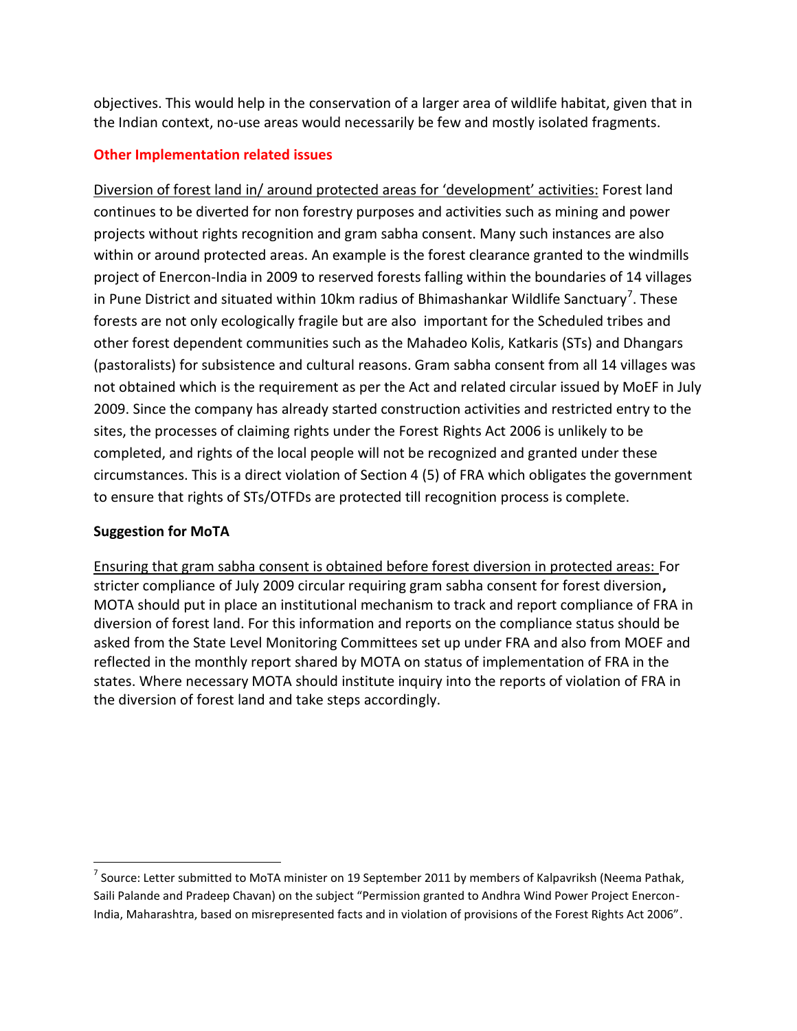objectives. This would help in the conservation of a larger area of wildlife habitat, given that in the Indian context, no-use areas would necessarily be few and mostly isolated fragments.

## Other Implementation related issues

Diversion of forest land in/ around protected areas for 'development' activities: Forest land continues to be diverted for non forestry purposes and activities such as mining and power projects without rights recognition and gram sabha consent. Many such instances are also within or around protected areas. An example is the forest clearance granted to the windmills project of Enercon-India in 2009 to reserved forests falling within the boundaries of 14 villages in Pune District and situated within 10km radius of Bhimashankar Wildlife Sanctuary[7]. These forests are not only ecologically fragile but are also important for the Scheduled tribes and other forest dependent communities such as the Mahadeo Kolis, Katkaris (STs) and Dhangars (pastoralists) for subsistence and cultural reasons. Gram sabha consent from all 14 villages was not obtained which is the requirement as per the Act and related circular issued by MoEF in July 2009. Since the company has already started construction activities and restricted entry to the sites, the processes of claiming rights under the Forest Rights Act 2006 is unlikely to be completed, and rights of the local people will not be recognized and granted under these circumstances. This is a direct violation of Section 4 (5) of FRA which obligates the government to ensure that rights of STs/OTFDs are protected till recognition process is complete.

### Suggestion for MoTA

Ensuring that gram sabha consent is obtained before forest diversion in protected areas: For stricter compliance of July 2009 circular requiring gram sabha consent for forest diversion**,** MOTA should put in place an institutional mechanism to track and report compliance of FRA in diversion of forest land. For this information and reports on the compliance status should be asked from the State Level Monitoring Committees set up under FRA and also from MOEF and reflected in the monthly report shared by MOTA on status of implementation of FRA in the states. Where necessary MOTA should institute inquiry into the reports of violation of FRA in the diversion of forest land and take steps accordingly.

---

[7] Source: Letter submitted to MoTA minister on 19 September 2011 by members of Kalpavriksh (Neema Pathak, Saili Palande and Pradeep Chavan) on the subject "Permission granted to Andhra Wind Power Project Enercon-India, Maharashtra, based on misrepresented facts and in violation of provisions of the Forest Rights Act 2006".